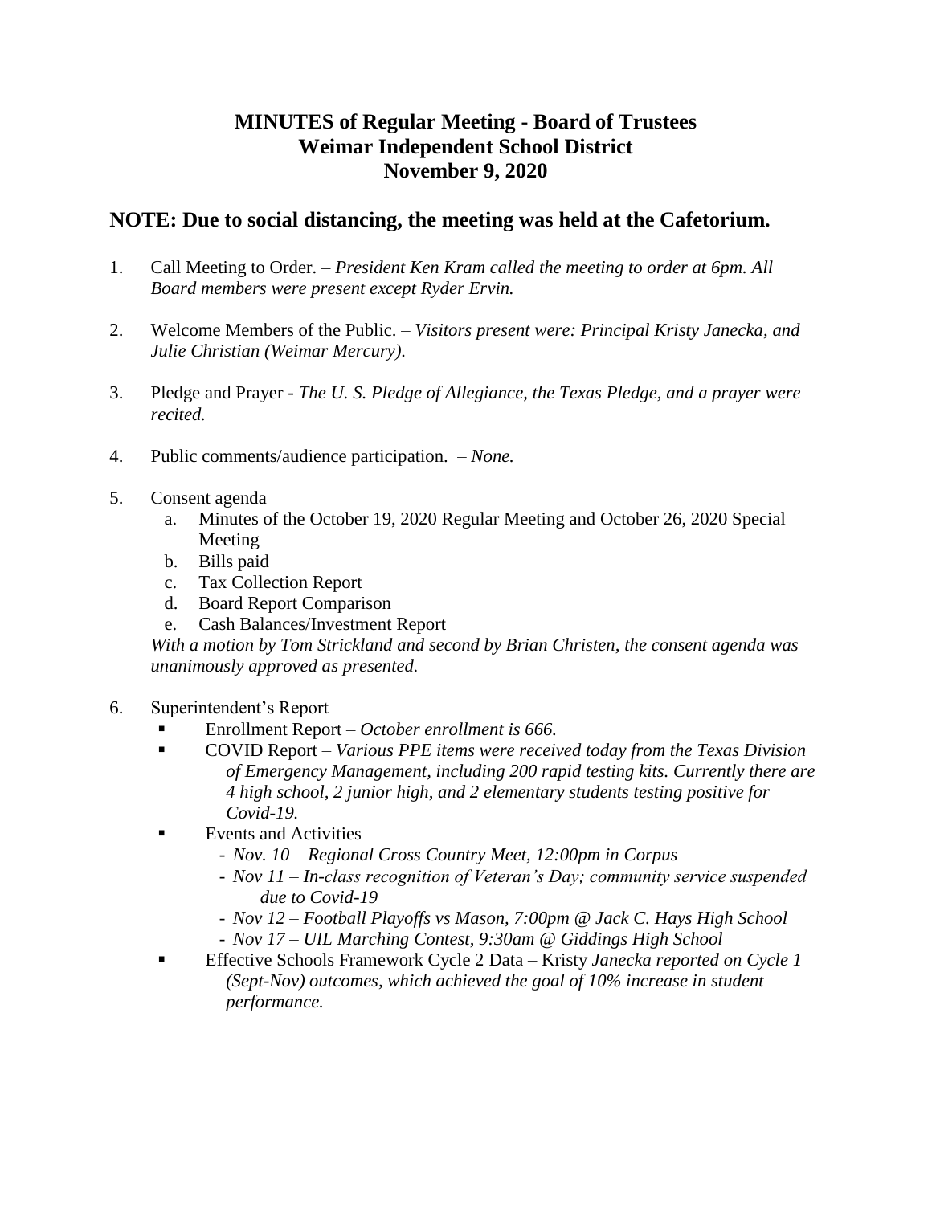# MINUTES of Regular Meeting - Board of Trustees
# Weimar Independent School District
# November 9, 2020

## NOTE: Due to social distancing, the meeting was held at the Cafetorium.

1. Call Meeting to Order. – *President Ken Kram called the meeting to order at 6pm. All Board members were present except Ryder Ervin.*

2. Welcome Members of the Public. – *Visitors present were: Principal Kristy Janecka, and Julie Christian (Weimar Mercury).*

3. Pledge and Prayer - *The U. S. Pledge of Allegiance, the Texas Pledge, and a prayer were recited.*

4. Public comments/audience participation. – *None.*

5. Consent agenda
   a. Minutes of the October 19, 2020 Regular Meeting and October 26, 2020 Special Meeting
   b. Bills paid
   c. Tax Collection Report
   d. Board Report Comparison
   e. Cash Balances/Investment Report

   *With a motion by Tom Strickland and second by Brian Christen, the consent agenda was unanimously approved as presented.*

6. Superintendent's Report
   - Enrollment Report – *October enrollment is 666.*
   - COVID Report – *Various PPE items were received today from the Texas Division of Emergency Management, including 200 rapid testing kits. Currently there are 4 high school, 2 junior high, and 2 elementary students testing positive for Covid-19.*
   - Events and Activities –
     - *Nov. 10 – Regional Cross Country Meet, 12:00pm in Corpus*
     - *Nov 11 – In-class recognition of Veteran's Day; community service suspended due to Covid-19*
     - *Nov 12 – Football Playoffs vs Mason, 7:00pm @ Jack C. Hays High School*
     - *Nov 17 – UIL Marching Contest, 9:30am @ Giddings High School*
   - Effective Schools Framework Cycle 2 Data – Kristy *Janecka reported on Cycle 1 (Sept-Nov) outcomes, which achieved the goal of 10% increase in student performance.*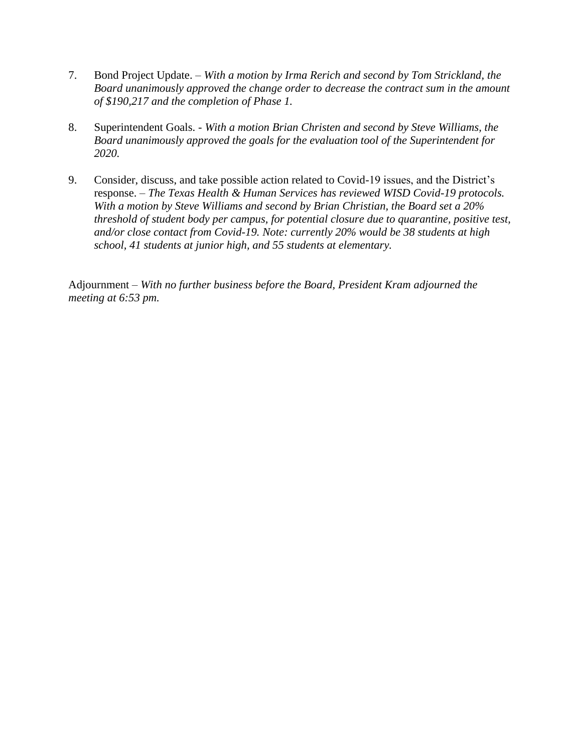7. Bond Project Update. – *With a motion by Irma Rerich and second by Tom Strickland, the Board unanimously approved the change order to decrease the contract sum in the amount of $190,217 and the completion of Phase 1.*

8. Superintendent Goals. - *With a motion Brian Christen and second by Steve Williams, the Board unanimously approved the goals for the evaluation tool of the Superintendent for 2020.*

9. Consider, discuss, and take possible action related to Covid-19 issues, and the District's response. – *The Texas Health & Human Services has reviewed WISD Covid-19 protocols. With a motion by Steve Williams and second by Brian Christian, the Board set a 20% threshold of student body per campus, for potential closure due to quarantine, positive test, and/or close contact from Covid-19. Note: currently 20% would be 38 students at high school, 41 students at junior high, and 55 students at elementary.*

Adjournment – *With no further business before the Board, President Kram adjourned the meeting at 6:53 pm.*